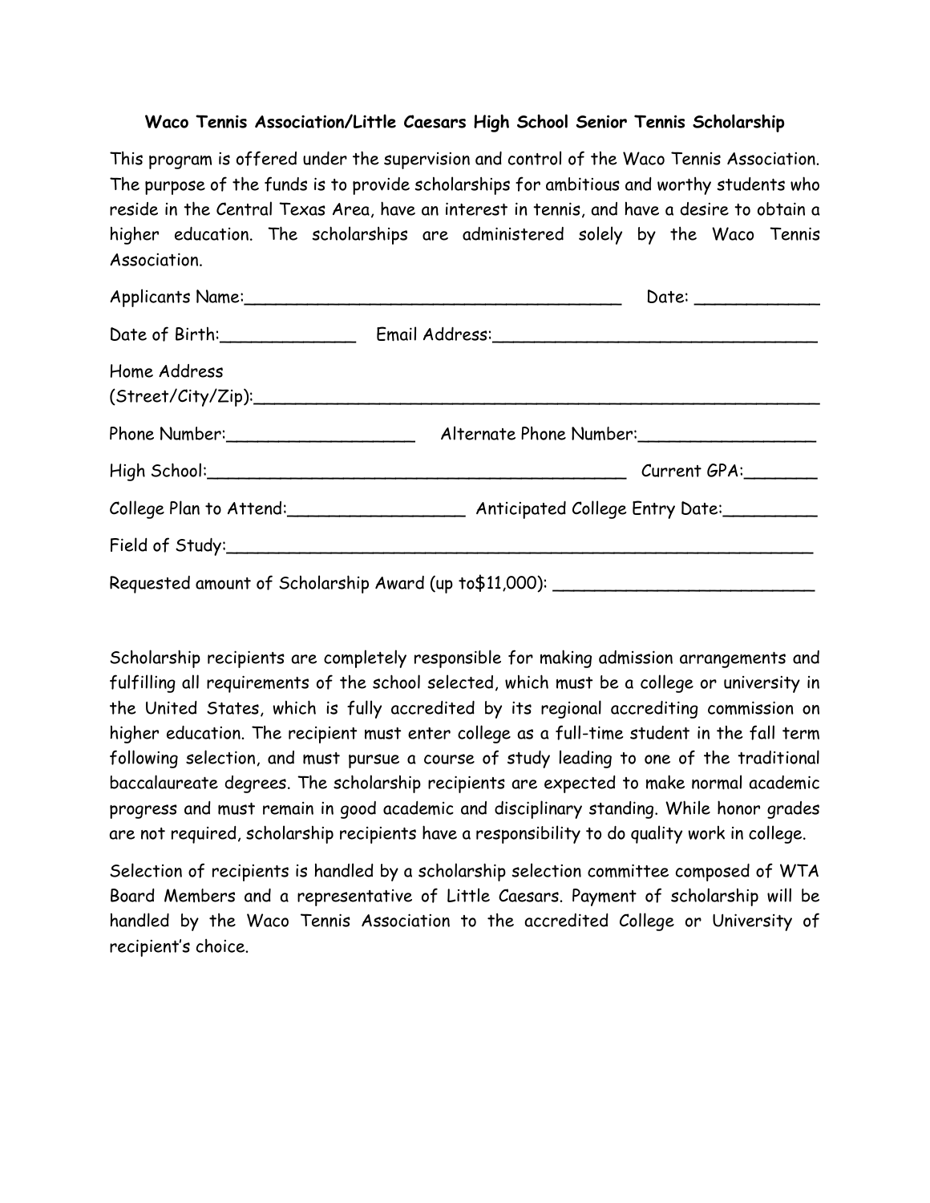**Waco Tennis Association/Little Caesars High School Senior Tennis Scholarship**

This program is offered under the supervision and control of the Waco Tennis Association. The purpose of the funds is to provide scholarships for ambitious and worthy students who reside in the Central Texas Area, have an interest in tennis, and have a desire to obtain a higher education. The scholarships are administered solely by the Waco Tennis Association.

Applicants Name:_______________________________________ Date: ____________

Date of Birth:______________ Email Address:________________________________

Home Address (Street/City/Zip):_____________________________________________________

Phone Number:___________________ Alternate Phone Number:_________________

High School:____________________________________________ Current GPA:_______

College Plan to Attend:_________________ Anticipated College Entry Date:_________

Field of Study:____________________________________________________________

Requested amount of Scholarship Award (up to$11,000): _________________________

Scholarship recipients are completely responsible for making admission arrangements and fulfilling all requirements of the school selected, which must be a college or university in the United States, which is fully accredited by its regional accrediting commission on higher education. The recipient must enter college as a full-time student in the fall term following selection, and must pursue a course of study leading to one of the traditional baccalaureate degrees. The scholarship recipients are expected to make normal academic progress and must remain in good academic and disciplinary standing. While honor grades are not required, scholarship recipients have a responsibility to do quality work in college.

Selection of recipients is handled by a scholarship selection committee composed of WTA Board Members and a representative of Little Caesars. Payment of scholarship will be handled by the Waco Tennis Association to the accredited College or University of recipient's choice.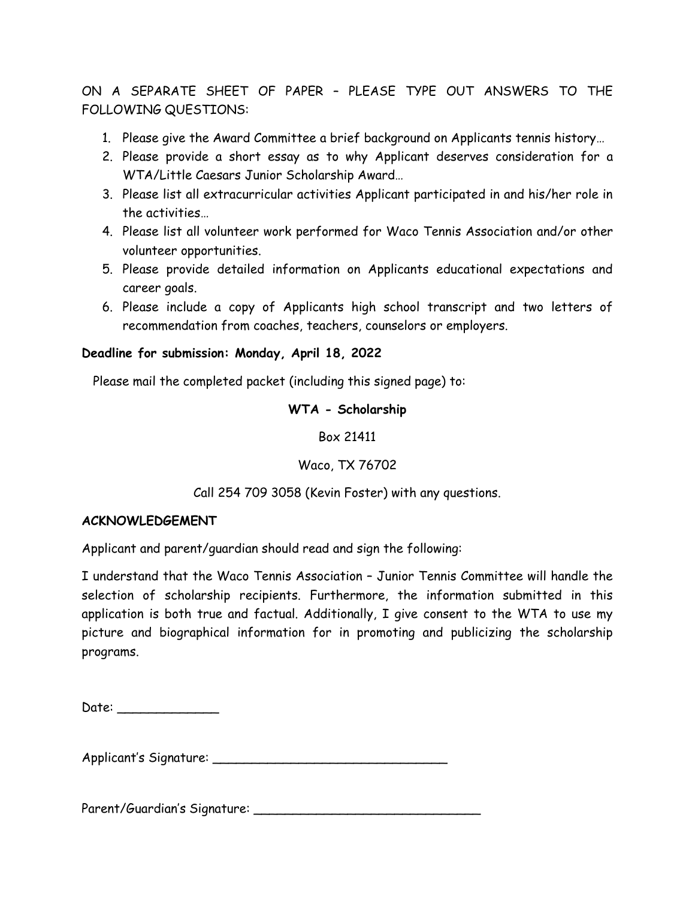ON A SEPARATE SHEET OF PAPER – PLEASE TYPE OUT ANSWERS TO THE FOLLOWING QUESTIONS:

1. Please give the Award Committee a brief background on Applicants tennis history…
2. Please provide a short essay as to why Applicant deserves consideration for a WTA/Little Caesars Junior Scholarship Award…
3. Please list all extracurricular activities Applicant participated in and his/her role in the activities…
4. Please list all volunteer work performed for Waco Tennis Association and/or other volunteer opportunities.
5. Please provide detailed information on Applicants educational expectations and career goals.
6. Please include a copy of Applicants high school transcript and two letters of recommendation from coaches, teachers, counselors or employers.

**Deadline for submission: Monday, April 18, 2022**

Please mail the completed packet (including this signed page) to:

**WTA - Scholarship**

Box 21411

Waco, TX 76702

Call 254 709 3058 (Kevin Foster) with any questions.

**ACKNOWLEDGEMENT**

Applicant and parent/guardian should read and sign the following:

I understand that the Waco Tennis Association – Junior Tennis Committee will handle the selection of scholarship recipients. Furthermore, the information submitted in this application is both true and factual. Additionally, I give consent to the WTA to use my picture and biographical information for in promoting and publicizing the scholarship programs.

Date: _____________

Applicant's Signature: ______________________________

Parent/Guardian's Signature: ______________________________